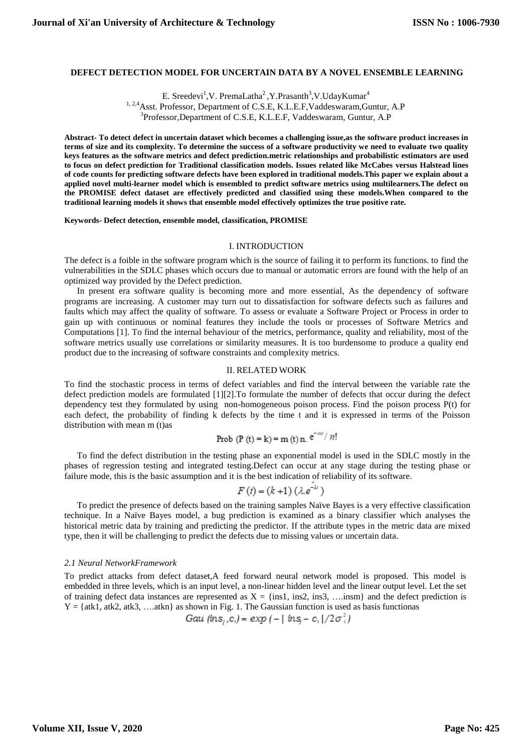# DEFECT DETECTION MODEL FOR UNCERTAIN DATA BY A NOVEL ENSEMBLE LEARNING

E. Sreedevi[1],V. PremaLatha[2] ,Y.Prasanth[3],V.UdayKumar[4]

[1, 2,4]Asst. Professor, Department of C.S.E, K.L.E.F,Vaddeswaram,Guntur, A.P

[3]Professor,Department of C.S.E, K.L.E.F, Vaddeswaram, Guntur, A.P

**Abstract- To detect defect in uncertain dataset which becomes a challenging issue,as the software product increases in terms of size and its complexity. To determine the success of a software productivity we need to evaluate two quality keys features as the software metrics and defect prediction.metric relationships and probabilistic estimators are used to focus on defect prediction for Traditional classification models. Issues related like McCabes versus Halstead lines of code counts for predicting software defects have been explored in traditional models.This paper we explain about a applied novel multi-learner model which is ensembled to predict software metrics using multilearners.The defect on the PROMISE defect dataset are effectively predicted and classified using these models.When compared to the traditional learning models it shows that ensemble model effectively optimizes the true positive rate.**

**Keywords- Defect detection, ensemble model, classification, PROMISE**

## I. INTRODUCTION

The defect is a foible in the software program which is the source of failing it to perform its functions. to find the vulnerabilities in the SDLC phases which occurs due to manual or automatic errors are found with the help of an optimized way provided by the Defect prediction.

In present era software quality is becoming more and more essential, As the dependency of software programs are increasing. A customer may turn out to dissatisfaction for software defects such as failures and faults which may affect the quality of software. To assess or evaluate a Software Project or Process in order to gain up with continuous or nominal features they include the tools or processes of Software Metrics and Computations [1]. To find the internal behaviour of the metrics, performance, quality and reliability, most of the software metrics usually use correlations or similarity measures. It is too burdensome to produce a quality end product due to the increasing of software constraints and complexity metrics.

## II. RELATED WORK

To find the stochastic process in terms of defect variables and find the interval between the variable rate the defect prediction models are formulated [1][2].To formulate the number of defects that occur during the defect dependency test they formulated by using non-homogeneous poison process. Find the poison process P(t) for each defect, the probability of finding k defects by the time t and it is expressed in terms of the Poisson distribution with mean m (t)as

$$\text{Prob}\ (P\ (t) = k) = m\ (t)\, n.\ e^{-mt} / n!$$

To find the defect distribution in the testing phase an exponential model is used in the SDLC mostly in the phases of regression testing and integrated testing.Defect can occur at any stage during the testing phase or failure mode, this is the basic assumption and it is the best indication of reliability of its software.

$$F(t) = (k+1)\,(\lambda . e^{-\lambda t})$$

To predict the presence of defects based on the training samples Naïve Bayes is a very effective classification technique. In a Naïve Bayes model, a bug prediction is examined as a binary classifier which analyses the historical metric data by training and predicting the predictor. If the attribute types in the metric data are mixed type, then it will be challenging to predict the defects due to missing values or uncertain data.

### *2.1 Neural NetworkFramework*

To predict attacks from defect dataset,A feed forward neural network model is proposed. This model is embedded in three levels, which is an input level, a non-linear hidden level and the linear output level. Let the set of training defect data instances are represented as X = {ins1, ins2, ins3, ….insm} and the defect prediction is Y = {atk1, atk2, atk3, ….atkn} as shown in Fig. 1. The Gaussian function is used as basis functionas

$$Gau\ (ins_j, c_i) = exp\,(-\mid ins_j - c_i \mid / 2\sigma_i^2)$$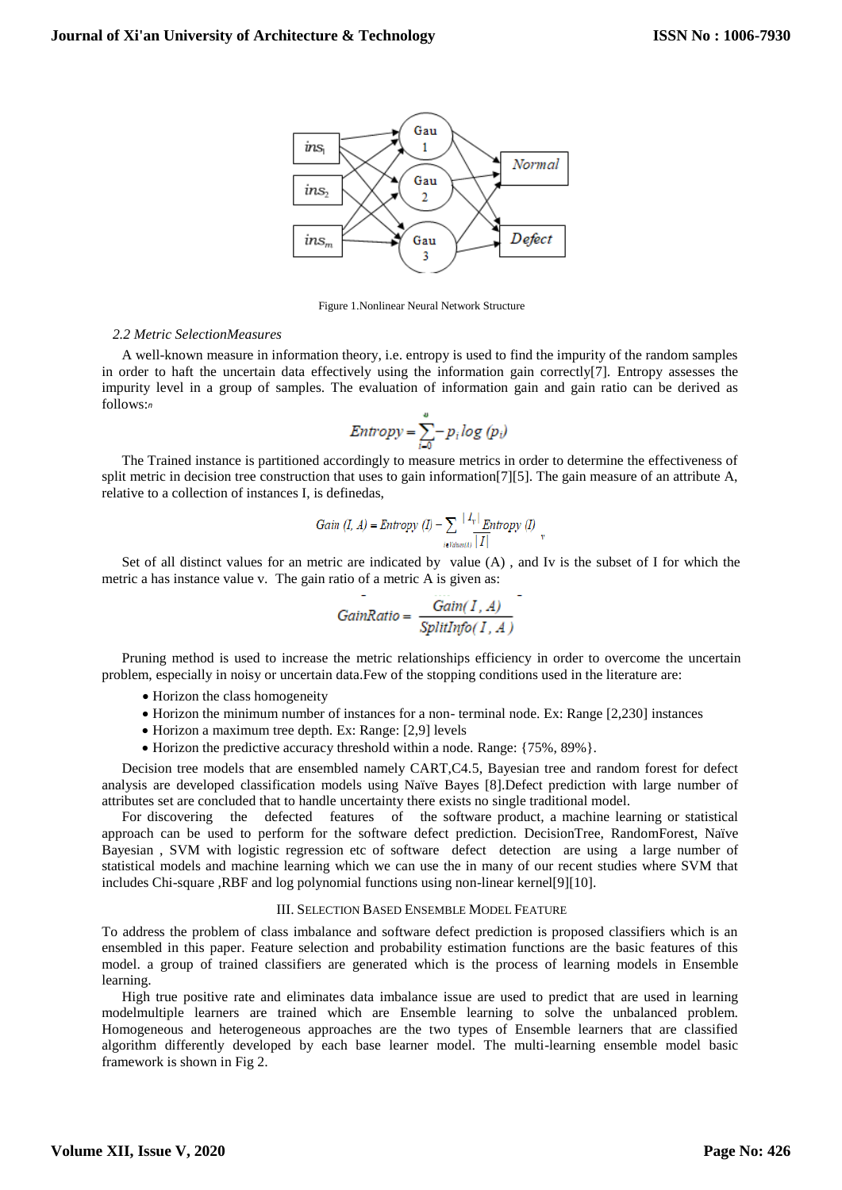Figure 1.Nonlinear Neural Network Structure

*2.2 Metric SelectionMeasures*

A well-known measure in information theory, i.e. entropy is used to find the impurity of the random samples in order to haft the uncertain data effectively using the information gain correctly[7]. Entropy assesses the impurity level in a group of samples. The evaluation of information gain and gain ratio can be derived as follows:

$$Entropy = \sum_{i=0}^{n} -p_i \log(p_i)$$

The Trained instance is partitioned accordingly to measure metrics in order to determine the effectiveness of split metric in decision tree construction that uses to gain information[7][5]. The gain measure of an attribute A, relative to a collection of instances I, is definedas,

$$Gain(I, A) = Entropy(I) - \sum_{i \in Values(A)} \frac{|I_v|}{|I|} Entropy(I)_v$$

Set of all distinct values for an metric are indicated by value (A) , and Iv is the subset of I for which the metric a has instance value v. The gain ratio of a metric A is given as:

$$GainRatio = \frac{Gain(I, A)}{SplitInfo(I, A)}$$

Pruning method is used to increase the metric relationships efficiency in order to overcome the uncertain problem, especially in noisy or uncertain data.Few of the stopping conditions used in the literature are:

- Horizon the class homogeneity
- Horizon the minimum number of instances for a non- terminal node. Ex: Range [2,230] instances
- Horizon a maximum tree depth. Ex: Range: [2,9] levels
- Horizon the predictive accuracy threshold within a node. Range: {75%, 89%}.

Decision tree models that are ensembled namely CART,C4.5, Bayesian tree and random forest for defect analysis are developed classification models using Naïve Bayes [8].Defect prediction with large number of attributes set are concluded that to handle uncertainty there exists no single traditional model.

For discovering the defected features of the software product, a machine learning or statistical approach can be used to perform for the software defect prediction. DecisionTree, RandomForest, Naïve Bayesian , SVM with logistic regression etc of software defect detection are using a large number of statistical models and machine learning which we can use the in many of our recent studies where SVM that includes Chi-square ,RBF and log polynomial functions using non-linear kernel[9][10].

## III. Selection Based Ensemble Model Feature

To address the problem of class imbalance and software defect prediction is proposed classifiers which is an ensembled in this paper. Feature selection and probability estimation functions are the basic features of this model. a group of trained classifiers are generated which is the process of learning models in Ensemble learning.

High true positive rate and eliminates data imbalance issue are used to predict that are used in learning modelmultiple learners are trained which are Ensemble learning to solve the unbalanced problem. Homogeneous and heterogeneous approaches are the two types of Ensemble learners that are classified algorithm differently developed by each base learner model. The multi-learning ensemble model basic framework is shown in Fig 2.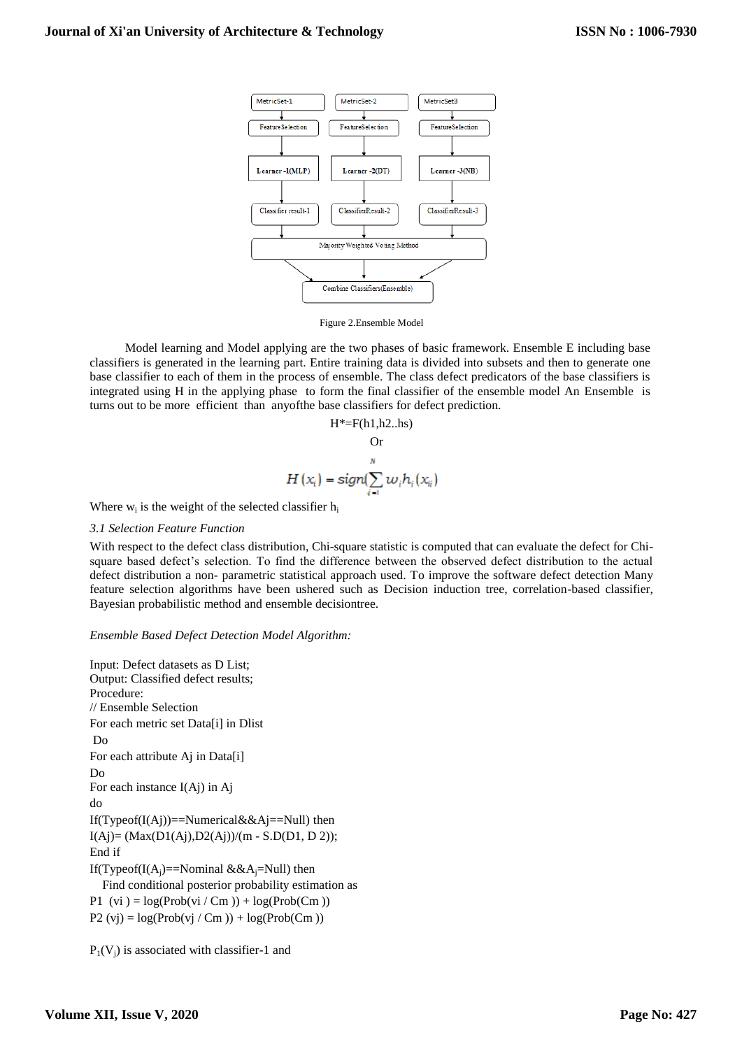Figure 2.Ensemble Model

Model learning and Model applying are the two phases of basic framework. Ensemble E including base classifiers is generated in the learning part. Entire training data is divided into subsets and then to generate one base classifier to each of them in the process of ensemble. The class defect predicators of the base classifiers is integrated using H in the applying phase to form the final classifier of the ensemble model An Ensemble is turns out to be more efficient than anyofthe base classifiers for defect prediction.

$$H^{*}=F(h1,h2..hs)$$

Or

$$H(x_i) = sign(\sum_{i=1}^{N} w_i h_i(x_{ij}))$$

Where $w_i$ is the weight of the selected classifier $h_i$

*3.1 Selection Feature Function*

With respect to the defect class distribution, Chi-square statistic is computed that can evaluate the defect for Chi-square based defect's selection. To find the difference between the observed defect distribution to the actual defect distribution a non- parametric statistical approach used. To improve the software defect detection Many feature selection algorithms have been ushered such as Decision induction tree, correlation-based classifier, Bayesian probabilistic method and ensemble decisiontree.

*Ensemble Based Defect Detection Model Algorithm:*

Input: Defect datasets as D List;
Output: Classified defect results;
Procedure:
// Ensemble Selection
For each metric set Data[i] in Dlist
Do
For each attribute Aj in Data[i]
Do
For each instance I(Aj) in Aj
do
If(Typeof(I(Aj))==Numerical&&Aj==Null) then
I(Aj)= (Max(D1(Aj),D2(Aj))/(m - S.D(D1, D 2));
End if
If(Typeof(I($A_j$))==Nominal &&$A_j$=Null) then
Find conditional posterior probability estimation as
P1 (vi ) = log(Prob(vi / Cm )) + log(Prob(Cm ))
P2 (vj) = log(Prob(vj / Cm )) + log(Prob(Cm ))

$P_1(V_j)$ is associated with classifier-1 and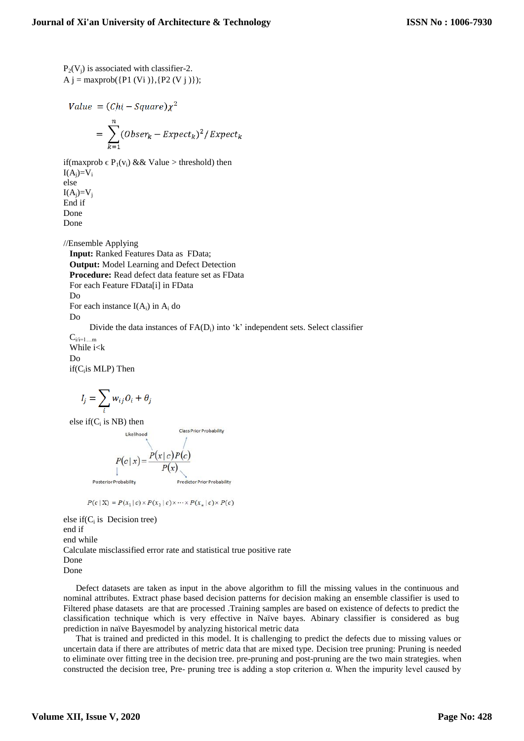$P_2(V_j)$ is associated with classifier-2.
A j = maxprob({P1 (Vi )},{P2 (V j )});

$$Value = (Chi - Square)\chi^2$$

$$= \sum_{k=1}^{n} (Obser_k - Expect_k)^2 / Expect_k$$

if(maxprob ϵ $P_1(v_i)$ && Value > threshold) then
$I(A_j)=V_i$
else
$I(A_j)=V_j$
End if
Done
Done

//Ensemble Applying

**Input:** Ranked Features Data as FData;
**Output:** Model Learning and Defect Detection
**Procedure:** Read defect data feature set as FData
For each Feature FData[i] in FData
Do
For each instance $I(A_i)$ in $A_i$ do
Do
Divide the data instances of $FA(D_i)$ into 'k' independent sets. Select classifier $C_{i/i=1\ldots m}$
While i<k
Do
if($C_i$is MLP) Then

$$I_j = \sum_i w_{ij} O_i + \theta_j$$

else if($C_i$ is NB) then

Likelihood, Class Prior Probability

$$P(c|x) = \frac{P(x|c)P(c)}{P(x)}$$

Posterior Probability, Predictor Prior Probability

$$P(c|X) = P(x_1|c) \times P(x_2|c) \times \cdots \times P(x_n|c) \times P(c)$$

else if($C_i$ is Decision tree)
end if
end while
Calculate misclassified error rate and statistical true positive rate
Done
Done

Defect datasets are taken as input in the above algorithm to fill the missing values in the continuous and nominal attributes. Extract phase based decision patterns for decision making an ensemble classifier is used to Filtered phase datasets are that are processed .Training samples are based on existence of defects to predict the classification technique which is very effective in Naïve bayes. Abinary classifier is considered as bug prediction in naïve Bayesmodel by analyzing historical metric data

That is trained and predicted in this model. It is challenging to predict the defects due to missing values or uncertain data if there are attributes of metric data that are mixed type. Decision tree pruning: Pruning is needed to eliminate over fitting tree in the decision tree. pre-pruning and post-pruning are the two main strategies. when constructed the decision tree, Pre- pruning tree is adding a stop criterion α. When the impurity level caused by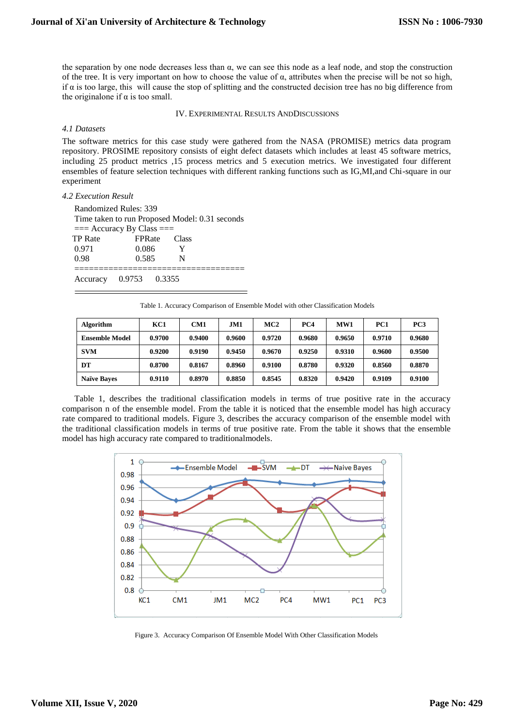the separation by one node decreases less than α, we can see this node as a leaf node, and stop the construction of the tree. It is very important on how to choose the value of α, attributes when the precise will be not so high, if α is too large, this will cause the stop of splitting and the constructed decision tree has no big difference from the originalone if α is too small.

## IV. Experimental Results AndDiscussions

### *4.1 Datasets*

The software metrics for this case study were gathered from the NASA (PROMISE) metrics data program repository. PROSIME repository consists of eight defect datasets which includes at least 45 software metrics, including 25 product metrics ,15 process metrics and 5 execution metrics. We investigated four different ensembles of feature selection techniques with different ranking functions such as IG,MI,and Chi-square in our experiment

### *4.2 Execution Result*

```
Randomized Rules: 339
Time taken to run Proposed Model: 0.31 seconds
=== Accuracy By Class ===
TP Rate        FPRate     Class
0.971          0.086        Y
0.98           0.585        N
==================================
Accuracy    0.9753    0.3355
```

Table 1. Accuracy Comparison of Ensemble Model with other Classification Models

| Algorithm | KC1 | CM1 | JM1 | MC2 | PC4 | MW1 | PC1 | PC3 |
|---|---|---|---|---|---|---|---|---|
| Ensemble Model | 0.9700 | 0.9400 | 0.9600 | 0.9720 | 0.9680 | 0.9650 | 0.9710 | 0.9680 |
| SVM | 0.9200 | 0.9190 | 0.9450 | 0.9670 | 0.9250 | 0.9310 | 0.9600 | 0.9500 |
| DT | 0.8700 | 0.8167 | 0.8960 | 0.9100 | 0.8780 | 0.9320 | 0.8560 | 0.8870 |
| Naïve Bayes | 0.9110 | 0.8970 | 0.8850 | 0.8545 | 0.8320 | 0.9420 | 0.9109 | 0.9100 |

Table 1, describes the traditional classification models in terms of true positive rate in the accuracy comparison n of the ensemble model. From the table it is noticed that the ensemble model has high accuracy rate compared to traditional models. Figure 3, describes the accuracy comparison of the ensemble model with the traditional classification models in terms of true positive rate. From the table it shows that the ensemble model has high accuracy rate compared to traditionalmodels.

Figure 3. Accuracy Comparison Of Ensemble Model With Other Classification Models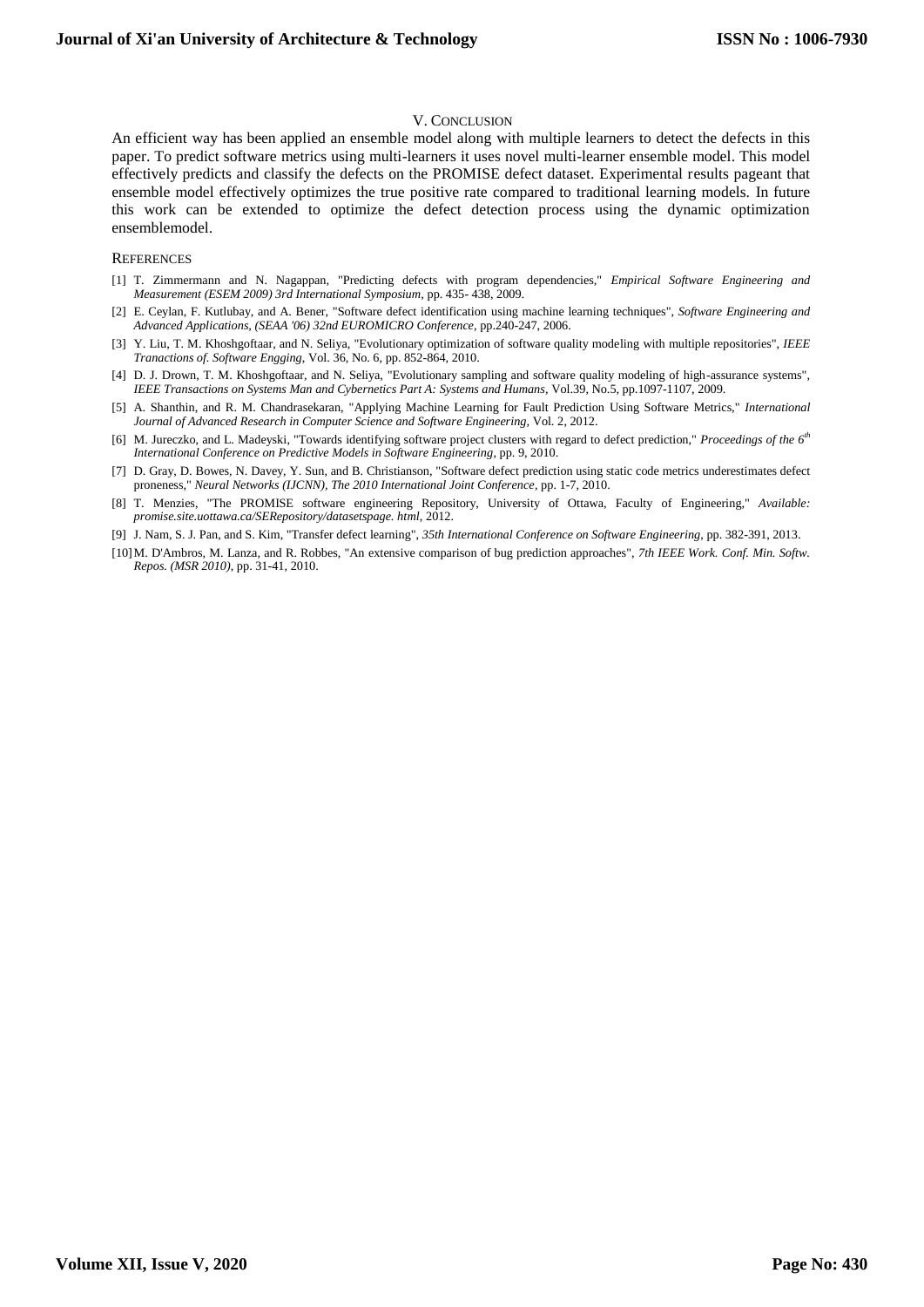## V. Conclusion

An efficient way has been applied an ensemble model along with multiple learners to detect the defects in this paper. To predict software metrics using multi-learners it uses novel multi-learner ensemble model. This model effectively predicts and classify the defects on the PROMISE defect dataset. Experimental results pageant that ensemble model effectively optimizes the true positive rate compared to traditional learning models. In future this work can be extended to optimize the defect detection process using the dynamic optimization ensemblemodel.

## References

[1] T. Zimmermann and N. Nagappan, "Predicting defects with program dependencies," *Empirical Software Engineering and Measurement (ESEM 2009) 3rd International Symposium*, pp. 435- 438, 2009.

[2] E. Ceylan, F. Kutlubay, and A. Bener, "Software defect identification using machine learning techniques", *Software Engineering and Advanced Applications, (SEAA '06) 32nd EUROMICRO Conference*, pp.240-247, 2006.

[3] Y. Liu, T. M. Khoshgoftaar, and N. Seliya, "Evolutionary optimization of software quality modeling with multiple repositories", *IEEE Tranactions of. Software Engging*, Vol. 36, No. 6, pp. 852-864, 2010.

[4] D. J. Drown, T. M. Khoshgoftaar, and N. Seliya, "Evolutionary sampling and software quality modeling of high-assurance systems", *IEEE Transactions on Systems Man and Cybernetics Part A: Systems and Humans*, Vol.39, No.5, pp.1097-1107, 2009.

[5] A. Shanthin, and R. M. Chandrasekaran, "Applying Machine Learning for Fault Prediction Using Software Metrics," *International Journal of Advanced Research in Computer Science and Software Engineering*, Vol. 2, 2012.

[6] M. Jureczko, and L. Madeyski, "Towards identifying software project clusters with regard to defect prediction," *Proceedings of the 6th International Conference on Predictive Models in Software Engineering*, pp. 9, 2010.

[7] D. Gray, D. Bowes, N. Davey, Y. Sun, and B. Christianson, "Software defect prediction using static code metrics underestimates defect proneness," *Neural Networks (IJCNN), The 2010 International Joint Conference*, pp. 1-7, 2010.

[8] T. Menzies, "The PROMISE software engineering Repository, University of Ottawa, Faculty of Engineering," *Available: promise.site.uottawa.ca/SERepository/datasetspage. html*, 2012.

[9] J. Nam, S. J. Pan, and S. Kim, "Transfer defect learning", *35th International Conference on Software Engineering*, pp. 382-391, 2013.

[10] M. D'Ambros, M. Lanza, and R. Robbes, "An extensive comparison of bug prediction approaches", *7th IEEE Work. Conf. Min. Softw. Repos. (MSR 2010)*, pp. 31-41, 2010.